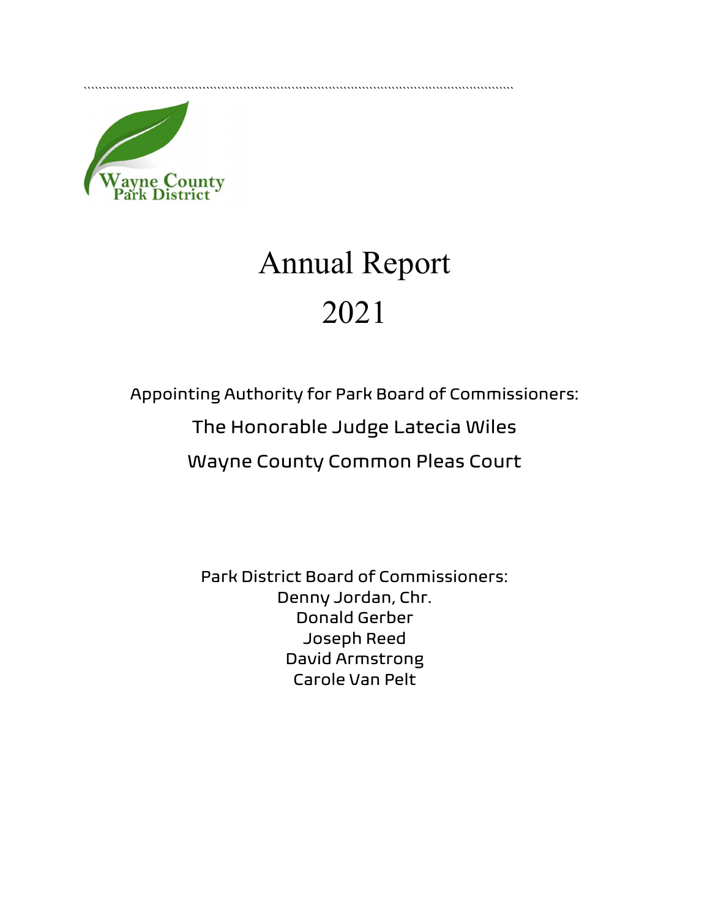Wayne County Park District

# Annual Report 2021

Appointing Authority for Park Board of Commissioners:

The Honorable Judge Latecia Wiles

Wayne County Common Pleas Court

Park District Board of Commissioners:

Denny Jordan, Chr.
Donald Gerber
Joseph Reed
David Armstrong
Carole Van Pelt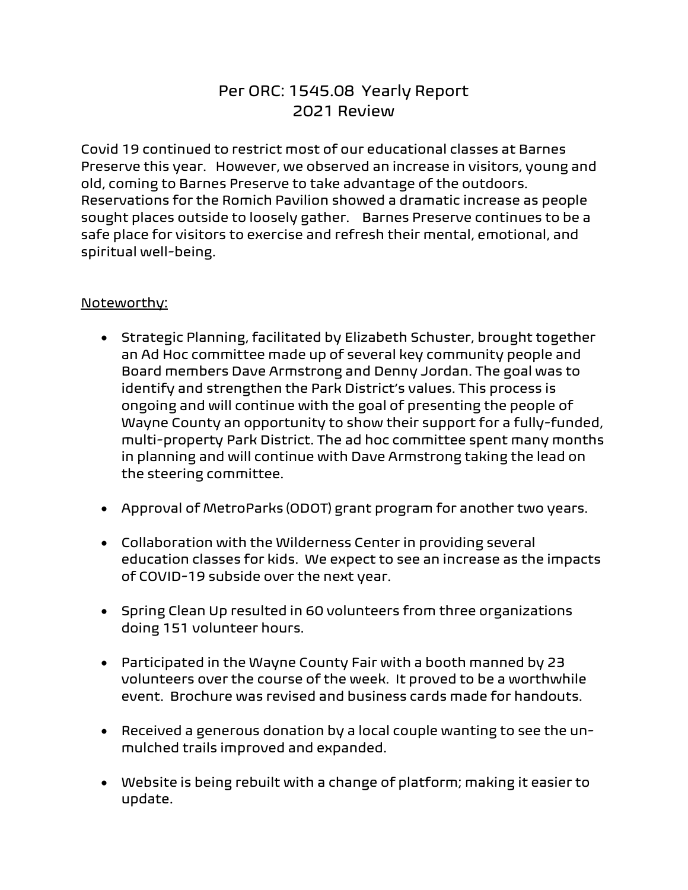# Per ORC: 1545.08 Yearly Report
# 2021 Review

Covid 19 continued to restrict most of our educational classes at Barnes Preserve this year. However, we observed an increase in visitors, young and old, coming to Barnes Preserve to take advantage of the outdoors. Reservations for the Romich Pavilion showed a dramatic increase as people sought places outside to loosely gather. Barnes Preserve continues to be a safe place for visitors to exercise and refresh their mental, emotional, and spiritual well-being.

<u>Noteworthy:</u>

- Strategic Planning, facilitated by Elizabeth Schuster, brought together an Ad Hoc committee made up of several key community people and Board members Dave Armstrong and Denny Jordan. The goal was to identify and strengthen the Park District's values. This process is ongoing and will continue with the goal of presenting the people of Wayne County an opportunity to show their support for a fully-funded, multi-property Park District. The ad hoc committee spent many months in planning and will continue with Dave Armstrong taking the lead on the steering committee.

- Approval of MetroParks (ODOT) grant program for another two years.

- Collaboration with the Wilderness Center in providing several education classes for kids. We expect to see an increase as the impacts of COVID-19 subside over the next year.

- Spring Clean Up resulted in 60 volunteers from three organizations doing 151 volunteer hours.

- Participated in the Wayne County Fair with a booth manned by 23 volunteers over the course of the week. It proved to be a worthwhile event. Brochure was revised and business cards made for handouts.

- Received a generous donation by a local couple wanting to see the un-mulched trails improved and expanded.

- Website is being rebuilt with a change of platform; making it easier to update.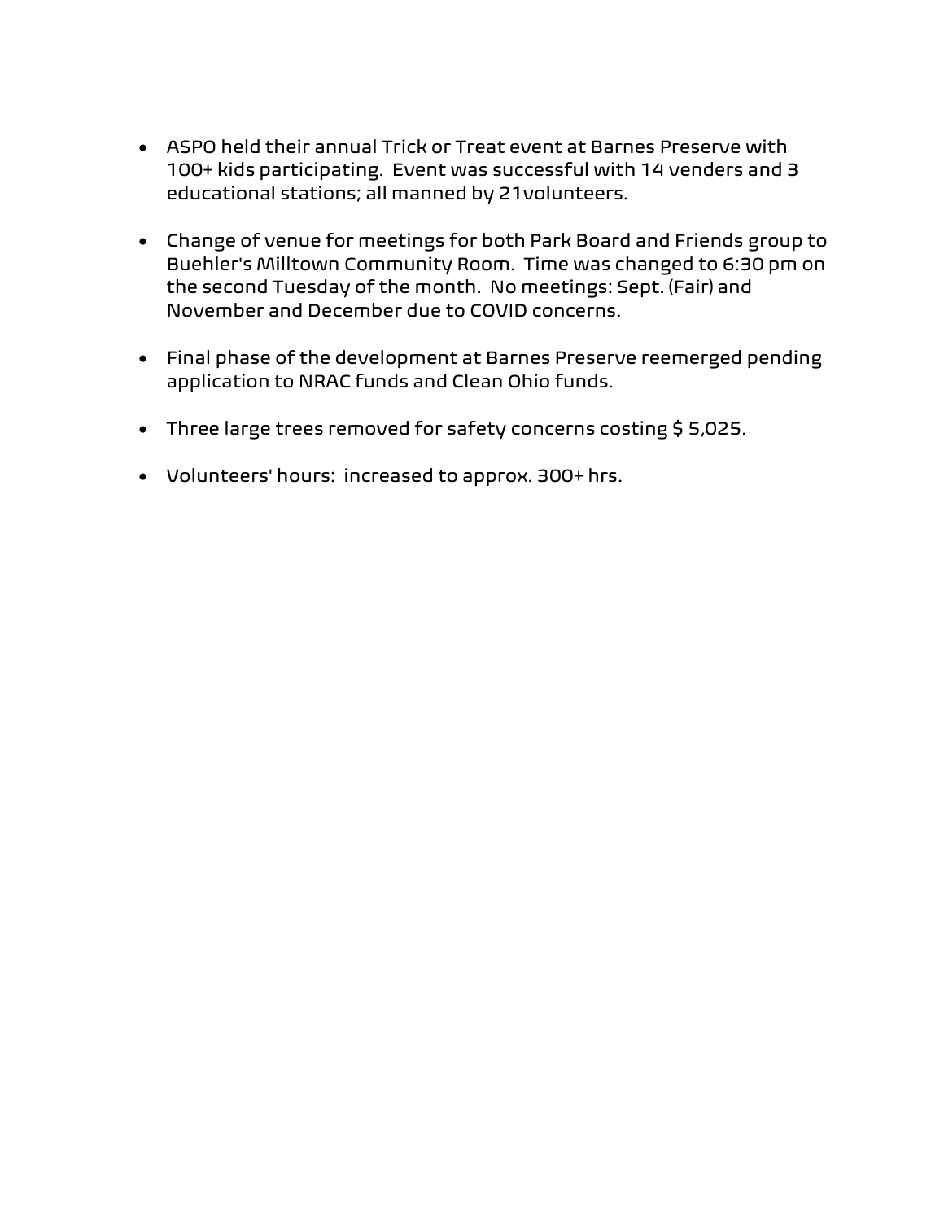- ASPO held their annual Trick or Treat event at Barnes Preserve with 100+ kids participating. Event was successful with 14 venders and 3 educational stations; all manned by 21volunteers.

- Change of venue for meetings for both Park Board and Friends group to Buehler's Milltown Community Room. Time was changed to 6:30 pm on the second Tuesday of the month. No meetings: Sept. (Fair) and November and December due to COVID concerns.

- Final phase of the development at Barnes Preserve reemerged pending application to NRAC funds and Clean Ohio funds.

- Three large trees removed for safety concerns costing $ 5,025.

- Volunteers' hours: increased to approx. 300+ hrs.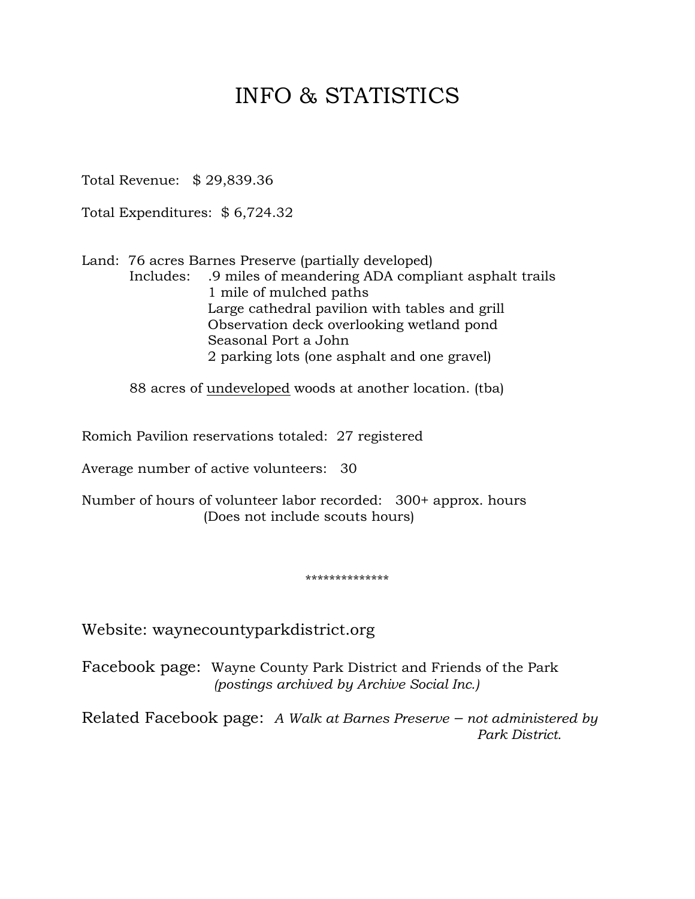# INFO & STATISTICS

Total Revenue: $ 29,839.36

Total Expenditures: $ 6,724.32

Land: 76 acres Barnes Preserve (partially developed)

Includes:

- .9 miles of meandering ADA compliant asphalt trails
- 1 mile of mulched paths
- Large cathedral pavilion with tables and grill
- Observation deck overlooking wetland pond
- Seasonal Port a John
- 2 parking lots (one asphalt and one gravel)

88 acres of <u>undeveloped</u> woods at another location. (tba)

Romich Pavilion reservations totaled: 27 registered

Average number of active volunteers: 30

Number of hours of volunteer labor recorded: 300+ approx. hours
(Does not include scouts hours)

**************

Website: waynecountyparkdistrict.org

Facebook page: Wayne County Park District and Friends of the Park
*(postings archived by Archive Social Inc.)*

Related Facebook page: *A Walk at Barnes Preserve – not administered by Park District.*